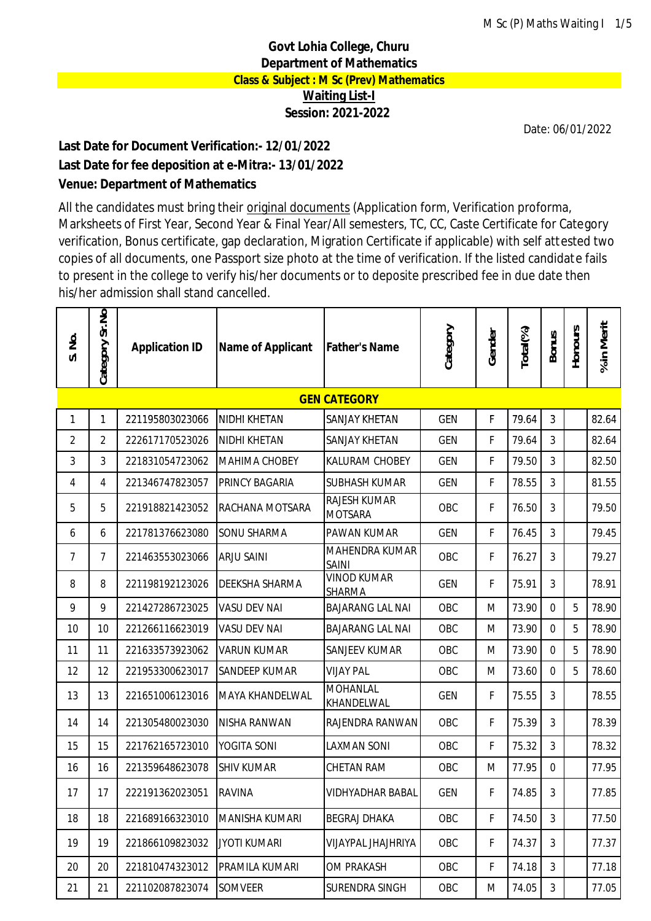# Govt Lohia College, Churu

## Department of Mathematics

**Class & Subject : M Sc (Prev) Mathematics**

**Waiting List-I**

**Session: 2021-2022**

Date: 06/01/2022

**Last Date for Document Verification:- 12/01/2022**

**Last Date for fee deposition at e-Mitra:- 13/01/2022**

**Venue: Department of Mathematics**

All the candidates must bring their original documents (Application form, Verification proforma, Marksheets of First Year, Second Year & Final Year/All semesters, TC, CC, Caste Certificate for Category verification, Bonus certificate, gap declaration, Migration Certificate if applicable) with self attested two copies of all documents, one Passport size photo at the time of verification. If the listed candidate fails to present in the college to verify his/her documents or to deposite prescribed fee in due date then his/her admission shall stand cancelled.

| S. No. | Category Sr. No | Application ID | Name of Applicant | Father's Name | Category | Gender | Total(%) | Bonus | Honours | % in Merit |
|---|---|---|---|---|---|---|---|---|---|---|
| **GEN CATEGORY** | | | | | | | | | | |
| 1 | 1 | 221195803023066 | NIDHI KHETAN | SANJAY KHETAN | GEN | F | 79.64 | 3 | | 82.64 |
| 2 | 2 | 222617170523026 | NIDHI KHETAN | SANJAY KHETAN | GEN | F | 79.64 | 3 | | 82.64 |
| 3 | 3 | 221831054723062 | MAHIMA CHOBEY | KALURAM CHOBEY | GEN | F | 79.50 | 3 | | 82.50 |
| 4 | 4 | 221346747823057 | PRINCY BAGARIA | SUBHASH KUMAR | GEN | F | 78.55 | 3 | | 81.55 |
| 5 | 5 | 221918821423052 | RACHANA MOTSARA | RAJESH KUMAR MOTSARA | OBC | F | 76.50 | 3 | | 79.50 |
| 6 | 6 | 221781376623080 | SONU SHARMA | PAWAN KUMAR | GEN | F | 76.45 | 3 | | 79.45 |
| 7 | 7 | 221463553023066 | ARJU SAINI | MAHENDRA KUMAR SAINI | OBC | F | 76.27 | 3 | | 79.27 |
| 8 | 8 | 221198192123026 | DEEKSHA SHARMA | VINOD KUMAR SHARMA | GEN | F | 75.91 | 3 | | 78.91 |
| 9 | 9 | 221427286723025 | VASU DEV NAI | BAJARANG LAL NAI | OBC | M | 73.90 | 0 | 5 | 78.90 |
| 10 | 10 | 221266116623019 | VASU DEV NAI | BAJARANG LAL NAI | OBC | M | 73.90 | 0 | 5 | 78.90 |
| 11 | 11 | 221633573923062 | VARUN KUMAR | SANJEEV KUMAR | OBC | M | 73.90 | 0 | 5 | 78.90 |
| 12 | 12 | 221953300623017 | SANDEEP KUMAR | VIJAY PAL | OBC | M | 73.60 | 0 | 5 | 78.60 |
| 13 | 13 | 221651006123016 | MAYA KHANDELWAL | MOHANLAL KHANDELWAL | GEN | F | 75.55 | 3 | | 78.55 |
| 14 | 14 | 221305480023030 | NISHA RANWAN | RAJENDRA RANWAN | OBC | F | 75.39 | 3 | | 78.39 |
| 15 | 15 | 221762165723010 | YOGITA SONI | LAXMAN SONI | OBC | F | 75.32 | 3 | | 78.32 |
| 16 | 16 | 221359648623078 | SHIV KUMAR | CHETAN RAM | OBC | M | 77.95 | 0 | | 77.95 |
| 17 | 17 | 222191362023051 | RAVINA | VIDHYADHAR BABAL | GEN | F | 74.85 | 3 | | 77.85 |
| 18 | 18 | 221689166323010 | MANISHA KUMARI | BEGRAJ DHAKA | OBC | F | 74.50 | 3 | | 77.50 |
| 19 | 19 | 221866109823032 | JYOTI KUMARI | VIJAYPAL JHAJHRIYA | OBC | F | 74.37 | 3 | | 77.37 |
| 20 | 20 | 221810474323012 | PRAMILA KUMARI | OM PRAKASH | OBC | F | 74.18 | 3 | | 77.18 |
| 21 | 21 | 221102087823074 | SOMVEER | SURENDRA SINGH | OBC | M | 74.05 | 3 | | 77.05 |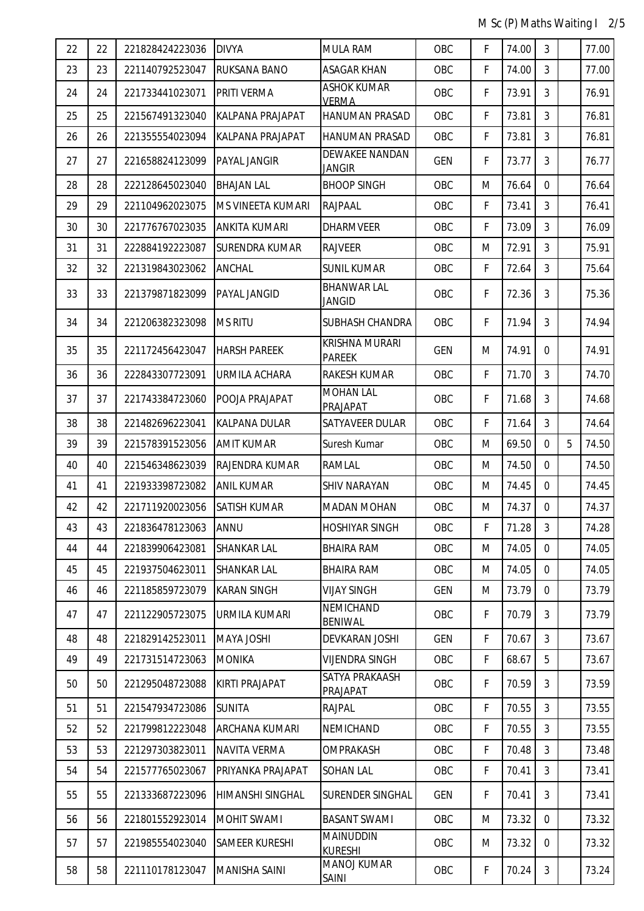| | | | | | | | | | | |
|---|---|---|---|---|---|---|---|---|---|---|
| 22 | 22 | 221828424223036 | DIVYA | MULA RAM | OBC | F | 74.00 | 3 | | 77.00 |
| 23 | 23 | 221140792523047 | RUKSANA BANO | ASAGAR KHAN | OBC | F | 74.00 | 3 | | 77.00 |
| 24 | 24 | 221733441023071 | PRITI VERMA | ASHOK KUMAR VERMA | OBC | F | 73.91 | 3 | | 76.91 |
| 25 | 25 | 221567491323040 | KALPANA PRAJAPAT | HANUMAN PRASAD | OBC | F | 73.81 | 3 | | 76.81 |
| 26 | 26 | 221355554023094 | KALPANA PRAJAPAT | HANUMAN PRASAD | OBC | F | 73.81 | 3 | | 76.81 |
| 27 | 27 | 221658824123099 | PAYAL JANGIR | DEWAKEE NANDAN JANGIR | GEN | F | 73.77 | 3 | | 76.77 |
| 28 | 28 | 222128645023040 | BHAJAN LAL | BHOOP SINGH | OBC | M | 76.64 | 0 | | 76.64 |
| 29 | 29 | 221104962023075 | MS VINEETA KUMARI | RAJPAAL | OBC | F | 73.41 | 3 | | 76.41 |
| 30 | 30 | 221776767023035 | ANKITA KUMARI | DHARMVEER | OBC | F | 73.09 | 3 | | 76.09 |
| 31 | 31 | 222884192223087 | SURENDRA KUMAR | RAJVEER | OBC | M | 72.91 | 3 | | 75.91 |
| 32 | 32 | 221319843023062 | ANCHAL | SUNIL KUMAR | OBC | F | 72.64 | 3 | | 75.64 |
| 33 | 33 | 221379871823099 | PAYAL JANGID | BHANWAR LAL JANGID | OBC | F | 72.36 | 3 | | 75.36 |
| 34 | 34 | 221206382323098 | MS RITU | SUBHASH CHANDRA | OBC | F | 71.94 | 3 | | 74.94 |
| 35 | 35 | 221172456423047 | HARSH PAREEK | KRISHNA MURARI PAREEK | GEN | M | 74.91 | 0 | | 74.91 |
| 36 | 36 | 222843307723091 | URMILA ACHARA | RAKESH KUMAR | OBC | F | 71.70 | 3 | | 74.70 |
| 37 | 37 | 221743384723060 | POOJA PRAJAPAT | MOHAN LAL PRAJAPAT | OBC | F | 71.68 | 3 | | 74.68 |
| 38 | 38 | 221482696223041 | KALPANA DULAR | SATYAVEER DULAR | OBC | F | 71.64 | 3 | | 74.64 |
| 39 | 39 | 221578391523056 | AMIT KUMAR | Suresh Kumar | OBC | M | 69.50 | 0 | 5 | 74.50 |
| 40 | 40 | 221546348623039 | RAJENDRA KUMAR | RAMLAL | OBC | M | 74.50 | 0 | | 74.50 |
| 41 | 41 | 221933398723082 | ANIL KUMAR | SHIV NARAYAN | OBC | M | 74.45 | 0 | | 74.45 |
| 42 | 42 | 221711920023056 | SATISH KUMAR | MADAN MOHAN | OBC | M | 74.37 | 0 | | 74.37 |
| 43 | 43 | 221836478123063 | ANNU | HOSHIYAR SINGH | OBC | F | 71.28 | 3 | | 74.28 |
| 44 | 44 | 221839906423081 | SHANKAR LAL | BHAIRA RAM | OBC | M | 74.05 | 0 | | 74.05 |
| 45 | 45 | 221937504623011 | SHANKAR LAL | BHAIRA RAM | OBC | M | 74.05 | 0 | | 74.05 |
| 46 | 46 | 221185859723079 | KARAN SINGH | VIJAY SINGH | GEN | M | 73.79 | 0 | | 73.79 |
| 47 | 47 | 221122905723075 | URMILA KUMARI | NEMICHAND BENIWAL | OBC | F | 70.79 | 3 | | 73.79 |
| 48 | 48 | 221829142523011 | MAYA JOSHI | DEVKARAN JOSHI | GEN | F | 70.67 | 3 | | 73.67 |
| 49 | 49 | 221731514723063 | MONIKA | VIJENDRA SINGH | OBC | F | 68.67 | 5 | | 73.67 |
| 50 | 50 | 221295048723088 | KIRTI PRAJAPAT | SATYA PRAKAASH PRAJAPAT | OBC | F | 70.59 | 3 | | 73.59 |
| 51 | 51 | 221547934723086 | SUNITA | RAJPAL | OBC | F | 70.55 | 3 | | 73.55 |
| 52 | 52 | 221799812223048 | ARCHANA KUMARI | NEMICHAND | OBC | F | 70.55 | 3 | | 73.55 |
| 53 | 53 | 221297303823011 | NAVITA VERMA | OMPRAKASH | OBC | F | 70.48 | 3 | | 73.48 |
| 54 | 54 | 221577765023067 | PRIYANKA PRAJAPAT | SOHAN LAL | OBC | F | 70.41 | 3 | | 73.41 |
| 55 | 55 | 221333687223096 | HIMANSHI SINGHAL | SURENDER SINGHAL | GEN | F | 70.41 | 3 | | 73.41 |
| 56 | 56 | 221801552923014 | MOHIT SWAMI | BASANT SWAMI | OBC | M | 73.32 | 0 | | 73.32 |
| 57 | 57 | 221985554023040 | SAMEER KURESHI | MAINUDDIN KURESHI | OBC | M | 73.32 | 0 | | 73.32 |
| 58 | 58 | 221110178123047 | MANISHA SAINI | MANOJ KUMAR SAINI | OBC | F | 70.24 | 3 | | 73.24 |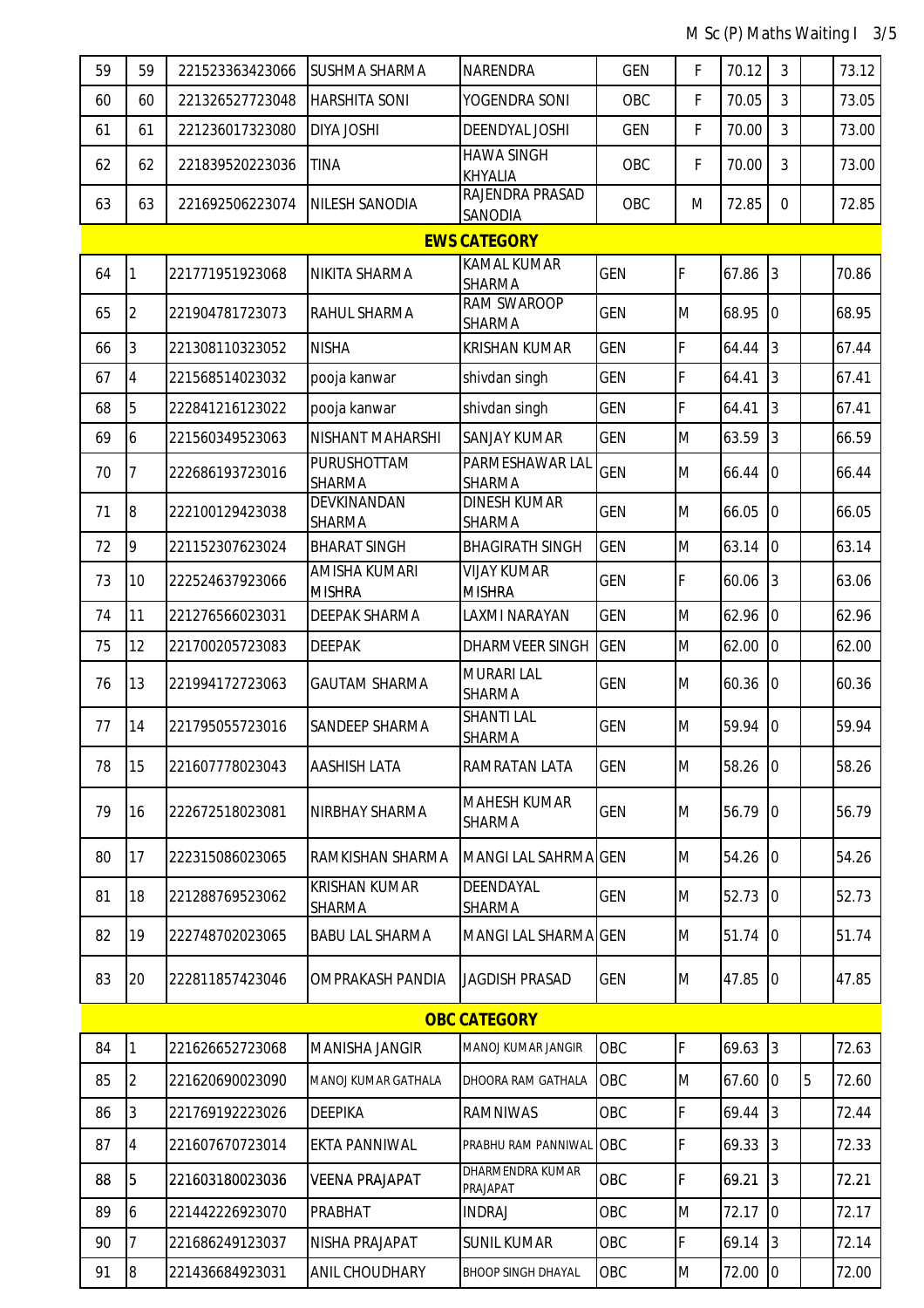| | | | | | | | | | | |
|---|---|---|---|---|---|---|---|---|---|---|
| 59 | 59 | 221523363423066 | SUSHMA SHARMA | NARENDRA | GEN | F | 70.12 | 3 | | 73.12 |
| 60 | 60 | 221326527723048 | HARSHITA SONI | YOGENDRA SONI | OBC | F | 70.05 | 3 | | 73.05 |
| 61 | 61 | 221236017323080 | DIYA JOSHI | DEENDYAL JOSHI | GEN | F | 70.00 | 3 | | 73.00 |
| 62 | 62 | 221839520223036 | TINA | HAWA SINGH KHYALIA | OBC | F | 70.00 | 3 | | 73.00 |
| 63 | 63 | 221692506223074 | NILESH SANODIA | RAJENDRA PRASAD SANODIA | OBC | M | 72.85 | 0 | | 72.85 |
| | | | | **EWS CATEGORY** | | | | | | |
| 64 | 1 | 221771951923068 | NIKITA SHARMA | KAMAL KUMAR SHARMA | GEN | F | 67.86 | 3 | | 70.86 |
| 65 | 2 | 221904781723073 | RAHUL SHARMA | RAM SWAROOP SHARMA | GEN | M | 68.95 | 0 | | 68.95 |
| 66 | 3 | 221308110323052 | NISHA | KRISHAN KUMAR | GEN | F | 64.44 | 3 | | 67.44 |
| 67 | 4 | 221568514023032 | pooja kanwar | shivdan singh | GEN | F | 64.41 | 3 | | 67.41 |
| 68 | 5 | 222841216123022 | pooja kanwar | shivdan singh | GEN | F | 64.41 | 3 | | 67.41 |
| 69 | 6 | 221560349523063 | NISHANT MAHARSHI | SANJAY KUMAR | GEN | M | 63.59 | 3 | | 66.59 |
| 70 | 7 | 222686193723016 | PURUSHOTTAM SHARMA | PARMESHAWAR LAL SHARMA | GEN | M | 66.44 | 0 | | 66.44 |
| 71 | 8 | 222100129423038 | DEVKINANDAN SHARMA | DINESH KUMAR SHARMA | GEN | M | 66.05 | 0 | | 66.05 |
| 72 | 9 | 221152307623024 | BHARAT SINGH | BHAGIRATH SINGH | GEN | M | 63.14 | 0 | | 63.14 |
| 73 | 10 | 222524637923066 | AMISHA KUMARI MISHRA | VIJAY KUMAR MISHRA | GEN | F | 60.06 | 3 | | 63.06 |
| 74 | 11 | 221276566023031 | DEEPAK SHARMA | LAXMI NARAYAN | GEN | M | 62.96 | 0 | | 62.96 |
| 75 | 12 | 221700205723083 | DEEPAK | DHARMVEER SINGH | GEN | M | 62.00 | 0 | | 62.00 |
| 76 | 13 | 221994172723063 | GAUTAM SHARMA | MURARI LAL SHARMA | GEN | M | 60.36 | 0 | | 60.36 |
| 77 | 14 | 221795055723016 | SANDEEP SHARMA | SHANTI LAL SHARMA | GEN | M | 59.94 | 0 | | 59.94 |
| 78 | 15 | 221607778023043 | AASHISH LATA | RAMRATAN LATA | GEN | M | 58.26 | 0 | | 58.26 |
| 79 | 16 | 222672518023081 | NIRBHAY SHARMA | MAHESH KUMAR SHARMA | GEN | M | 56.79 | 0 | | 56.79 |
| 80 | 17 | 222315086023065 | RAMKISHAN SHARMA | MANGI LAL SAHRMA | GEN | M | 54.26 | 0 | | 54.26 |
| 81 | 18 | 221288769523062 | KRISHAN KUMAR SHARMA | DEENDAYAL SHARMA | GEN | M | 52.73 | 0 | | 52.73 |
| 82 | 19 | 222748702023065 | BABU LAL SHARMA | MANGI LAL SHARMA | GEN | M | 51.74 | 0 | | 51.74 |
| 83 | 20 | 222811857423046 | OMPRAKASH PANDIA | JAGDISH PRASAD | GEN | M | 47.85 | 0 | | 47.85 |
| | | | | **OBC CATEGORY** | | | | | | |
| 84 | 1 | 221626652723068 | MANISHA JANGIR | MANOJ KUMAR JANGIR | OBC | F | 69.63 | 3 | | 72.63 |
| 85 | 2 | 221620690023090 | MANOJ KUMAR GATHALA | DHOORA RAM GATHALA | OBC | M | 67.60 | 0 | 5 | 72.60 |
| 86 | 3 | 221769192223026 | DEEPIKA | RAMNIWAS | OBC | F | 69.44 | 3 | | 72.44 |
| 87 | 4 | 221607670723014 | EKTA PANNIWAL | PRABHU RAM PANNIWAL | OBC | F | 69.33 | 3 | | 72.33 |
| 88 | 5 | 221603180023036 | VEENA PRAJAPAT | DHARMENDRA KUMAR PRAJAPAT | OBC | F | 69.21 | 3 | | 72.21 |
| 89 | 6 | 221442226923070 | PRABHAT | INDRAJ | OBC | M | 72.17 | 0 | | 72.17 |
| 90 | 7 | 221686249123037 | NISHA PRAJAPAT | SUNIL KUMAR | OBC | F | 69.14 | 3 | | 72.14 |
| 91 | 8 | 221436684923031 | ANIL CHOUDHARY | BHOOP SINGH DHAYAL | OBC | M | 72.00 | 0 | | 72.00 |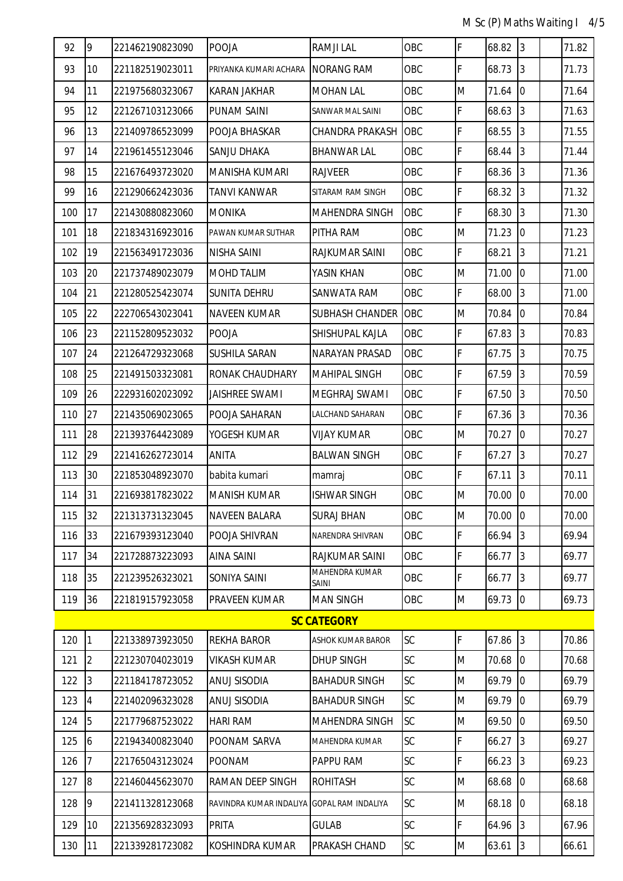| 92 | 9 | 221462190823090 | POOJA | RAMJI LAL | OBC | F | 68.82 | 3 | | 71.82 |
|---|---|---|---|---|---|---|---|---|---|---|
| 93 | 10 | 221182519023011 | PRIYANKA KUMARI ACHARA | NORANG RAM | OBC | F | 68.73 | 3 | | 71.73 |
| 94 | 11 | 221975680323067 | KARAN JAKHAR | MOHAN LAL | OBC | M | 71.64 | 0 | | 71.64 |
| 95 | 12 | 221267103123066 | PUNAM SAINI | SANWAR MAL SAINI | OBC | F | 68.63 | 3 | | 71.63 |
| 96 | 13 | 221409786523099 | POOJA BHASKAR | CHANDRA PRAKASH | OBC | F | 68.55 | 3 | | 71.55 |
| 97 | 14 | 221961455123046 | SANJU DHAKA | BHANWAR LAL | OBC | F | 68.44 | 3 | | 71.44 |
| 98 | 15 | 221676493723020 | MANISHA KUMARI | RAJVEER | OBC | F | 68.36 | 3 | | 71.36 |
| 99 | 16 | 221290662423036 | TANVI KANWAR | SITARAM RAM SINGH | OBC | F | 68.32 | 3 | | 71.32 |
| 100 | 17 | 221430880823060 | MONIKA | MAHENDRA SINGH | OBC | F | 68.30 | 3 | | 71.30 |
| 101 | 18 | 221834316923016 | PAWAN KUMAR SUTHAR | PITHA RAM | OBC | M | 71.23 | 0 | | 71.23 |
| 102 | 19 | 221563491723036 | NISHA SAINI | RAJKUMAR SAINI | OBC | F | 68.21 | 3 | | 71.21 |
| 103 | 20 | 221737489023079 | MOHD TALIM | YASIN KHAN | OBC | M | 71.00 | 0 | | 71.00 |
| 104 | 21 | 221280525423074 | SUNITA DEHRU | SANWATA RAM | OBC | F | 68.00 | 3 | | 71.00 |
| 105 | 22 | 222706543023041 | NAVEEN KUMAR | SUBHASH CHANDER | OBC | M | 70.84 | 0 | | 70.84 |
| 106 | 23 | 221152809523032 | POOJA | SHISHUPAL KAJLA | OBC | F | 67.83 | 3 | | 70.83 |
| 107 | 24 | 221264729323068 | SUSHILA SARAN | NARAYAN PRASAD | OBC | F | 67.75 | 3 | | 70.75 |
| 108 | 25 | 221491503323081 | RONAK CHAUDHARY | MAHIPAL SINGH | OBC | F | 67.59 | 3 | | 70.59 |
| 109 | 26 | 222931602023092 | JAISHREE SWAMI | MEGHRAJ SWAMI | OBC | F | 67.50 | 3 | | 70.50 |
| 110 | 27 | 221435069023065 | POOJA SAHARAN | LALCHAND SAHARAN | OBC | F | 67.36 | 3 | | 70.36 |
| 111 | 28 | 221393764423089 | YOGESH KUMAR | VIJAY KUMAR | OBC | M | 70.27 | 0 | | 70.27 |
| 112 | 29 | 221416262723014 | ANITA | BALWAN SINGH | OBC | F | 67.27 | 3 | | 70.27 |
| 113 | 30 | 221853048923070 | babita kumari | mamraj | OBC | F | 67.11 | 3 | | 70.11 |
| 114 | 31 | 221693817823022 | MANISH KUMAR | ISHWAR SINGH | OBC | M | 70.00 | 0 | | 70.00 |
| 115 | 32 | 221313731323045 | NAVEEN BALARA | SURAJ BHAN | OBC | M | 70.00 | 0 | | 70.00 |
| 116 | 33 | 221679393123040 | POOJA SHIVRAN | NARENDRA SHIVRAN | OBC | F | 66.94 | 3 | | 69.94 |
| 117 | 34 | 221728873223093 | AINA SAINI | RAJKUMAR SAINI | OBC | F | 66.77 | 3 | | 69.77 |
| 118 | 35 | 221239526323021 | SONIYA SAINI | MAHENDRA KUMAR SAINI | OBC | F | 66.77 | 3 | | 69.77 |
| 119 | 36 | 221819157923058 | PRAVEEN KUMAR | MAN SINGH | OBC | M | 69.73 | 0 | | 69.73 |
| | | | | **SC CATEGORY** | | | | | | |
| 120 | 1 | 221338973923050 | REKHA BAROR | ASHOK KUMAR BAROR | SC | F | 67.86 | 3 | | 70.86 |
| 121 | 2 | 221230704023019 | VIKASH KUMAR | DHUP SINGH | SC | M | 70.68 | 0 | | 70.68 |
| 122 | 3 | 221184178723052 | ANUJ SISODIA | BAHADUR SINGH | SC | M | 69.79 | 0 | | 69.79 |
| 123 | 4 | 221402096323028 | ANUJ SISODIA | BAHADUR SINGH | SC | M | 69.79 | 0 | | 69.79 |
| 124 | 5 | 221779687523022 | HARI RAM | MAHENDRA SINGH | SC | M | 69.50 | 0 | | 69.50 |
| 125 | 6 | 221943400823040 | POONAM SARVA | MAHENDRA KUMAR | SC | F | 66.27 | 3 | | 69.27 |
| 126 | 7 | 221765043123024 | POONAM | PAPPU RAM | SC | F | 66.23 | 3 | | 69.23 |
| 127 | 8 | 221460445623070 | RAMAN DEEP SINGH | ROHITASH | SC | M | 68.68 | 0 | | 68.68 |
| 128 | 9 | 221411328123068 | RAVINDRA KUMAR INDALIYA | GOPAL RAM INDALIYA | SC | M | 68.18 | 0 | | 68.18 |
| 129 | 10 | 221356928323093 | PRITA | GULAB | SC | F | 64.96 | 3 | | 67.96 |
| 130 | 11 | 221339281723082 | KOSHINDRA KUMAR | PRAKASH CHAND | SC | M | 63.61 | 3 | | 66.61 |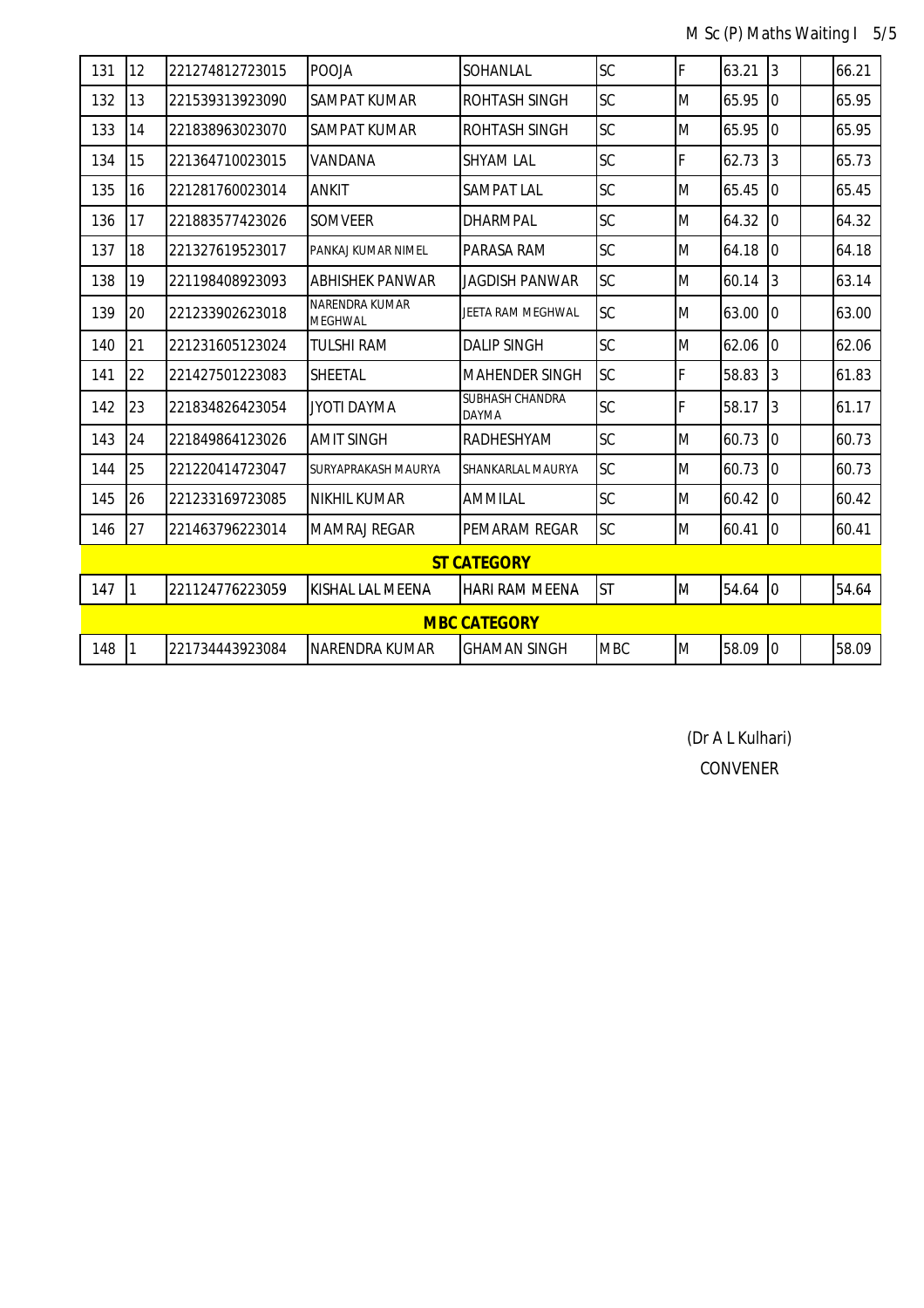| | | | | | | | | | | |
|---|---|---|---|---|---|---|---|---|---|---|
| 131 | 12 | 221274812723015 | POOJA | SOHANLAL | SC | F | 63.21 | 3 | | 66.21 |
| 132 | 13 | 221539313923090 | SAMPAT KUMAR | ROHTASH SINGH | SC | M | 65.95 | 0 | | 65.95 |
| 133 | 14 | 221838963023070 | SAMPAT KUMAR | ROHTASH SINGH | SC | M | 65.95 | 0 | | 65.95 |
| 134 | 15 | 221364710023015 | VANDANA | SHYAM LAL | SC | F | 62.73 | 3 | | 65.73 |
| 135 | 16 | 221281760023014 | ANKIT | SAMPAT LAL | SC | M | 65.45 | 0 | | 65.45 |
| 136 | 17 | 221883577423026 | SOMVEER | DHARMPAL | SC | M | 64.32 | 0 | | 64.32 |
| 137 | 18 | 221327619523017 | PANKAJ KUMAR NIMEL | PARASA RAM | SC | M | 64.18 | 0 | | 64.18 |
| 138 | 19 | 221198408923093 | ABHISHEK PANWAR | JAGDISH PANWAR | SC | M | 60.14 | 3 | | 63.14 |
| 139 | 20 | 221233902623018 | NARENDRA KUMAR MEGHWAL | JEETA RAM MEGHWAL | SC | M | 63.00 | 0 | | 63.00 |
| 140 | 21 | 221231605123024 | TULSHI RAM | DALIP SINGH | SC | M | 62.06 | 0 | | 62.06 |
| 141 | 22 | 221427501223083 | SHEETAL | MAHENDER SINGH | SC | F | 58.83 | 3 | | 61.83 |
| 142 | 23 | 221834826423054 | JYOTI DAYMA | SUBHASH CHANDRA DAYMA | SC | F | 58.17 | 3 | | 61.17 |
| 143 | 24 | 221849864123026 | AMIT SINGH | RADHESHYAM | SC | M | 60.73 | 0 | | 60.73 |
| 144 | 25 | 221220414723047 | SURYAPRAKASH MAURYA | SHANKARLAL MAURYA | SC | M | 60.73 | 0 | | 60.73 |
| 145 | 26 | 221233169723085 | NIKHIL KUMAR | AMMILAL | SC | M | 60.42 | 0 | | 60.42 |
| 146 | 27 | 221463796223014 | MAMRAJ REGAR | PEMARAM REGAR | SC | M | 60.41 | 0 | | 60.41 |
| **ST CATEGORY** | | | | | | | | | | |
| 147 | 1 | 221124776223059 | KISHAL LAL MEENA | HARI RAM MEENA | ST | M | 54.64 | 0 | | 54.64 |
| **MBC CATEGORY** | | | | | | | | | | |
| 148 | 1 | 221734443923084 | NARENDRA KUMAR | GHAMAN SINGH | MBC | M | 58.09 | 0 | | 58.09 |

(Dr A L Kulhari)

CONVENER